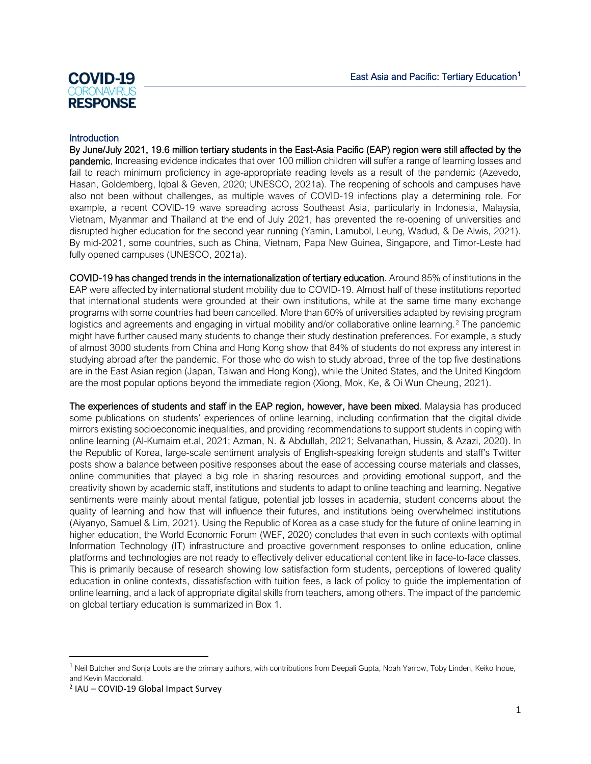COVID-19 CORONAVIRUS RESPONSE

# East Asia and Pacific: Tertiary Education[1]

## Introduction

**By June/July 2021, 19.6 million tertiary students in the East-Asia Pacific (EAP) region were still affected by the pandemic.** Increasing evidence indicates that over 100 million children will suffer a range of learning losses and fail to reach minimum proficiency in age-appropriate reading levels as a result of the pandemic (Azevedo, Hasan, Goldemberg, Iqbal & Geven, 2020; UNESCO, 2021a). The reopening of schools and campuses have also not been without challenges, as multiple waves of COVID-19 infections play a determining role. For example, a recent COVID-19 wave spreading across Southeast Asia, particularly in Indonesia, Malaysia, Vietnam, Myanmar and Thailand at the end of July 2021, has prevented the re-opening of universities and disrupted higher education for the second year running (Yamin, Lamubol, Leung, Wadud, & De Alwis, 2021). By mid-2021, some countries, such as China, Vietnam, Papa New Guinea, Singapore, and Timor-Leste had fully opened campuses (UNESCO, 2021a).

**COVID-19 has changed trends in the internationalization of tertiary education**. Around 85% of institutions in the EAP were affected by international student mobility due to COVID-19. Almost half of these institutions reported that international students were grounded at their own institutions, while at the same time many exchange programs with some countries had been cancelled. More than 60% of universities adapted by revising program logistics and agreements and engaging in virtual mobility and/or collaborative online learning.[2] The pandemic might have further caused many students to change their study destination preferences. For example, a study of almost 3000 students from China and Hong Kong show that 84% of students do not express any interest in studying abroad after the pandemic. For those who do wish to study abroad, three of the top five destinations are in the East Asian region (Japan, Taiwan and Hong Kong), while the United States, and the United Kingdom are the most popular options beyond the immediate region (Xiong, Mok, Ke, & Oi Wun Cheung, 2021).

**The experiences of students and staff in the EAP region, however, have been mixed**. Malaysia has produced some publications on students' experiences of online learning, including confirmation that the digital divide mirrors existing socioeconomic inequalities, and providing recommendations to support students in coping with online learning (Al-Kumaim et.al, 2021; Azman, N. & Abdullah, 2021; Selvanathan, Hussin, & Azazi, 2020). In the Republic of Korea, large-scale sentiment analysis of English-speaking foreign students and staff's Twitter posts show a balance between positive responses about the ease of accessing course materials and classes, online communities that played a big role in sharing resources and providing emotional support, and the creativity shown by academic staff, institutions and students to adapt to online teaching and learning. Negative sentiments were mainly about mental fatigue, potential job losses in academia, student concerns about the quality of learning and how that will influence their futures, and institutions being overwhelmed institutions (Aiyanyo, Samuel & Lim, 2021). Using the Republic of Korea as a case study for the future of online learning in higher education, the World Economic Forum (WEF, 2020) concludes that even in such contexts with optimal Information Technology (IT) infrastructure and proactive government responses to online education, online platforms and technologies are not ready to effectively deliver educational content like in face-to-face classes. This is primarily because of research showing low satisfaction form students, perceptions of lowered quality education in online contexts, dissatisfaction with tuition fees, a lack of policy to guide the implementation of online learning, and a lack of appropriate digital skills from teachers, among others. The impact of the pandemic on global tertiary education is summarized in Box 1.

---

[1] Neil Butcher and Sonja Loots are the primary authors, with contributions from Deepali Gupta, Noah Yarrow, Toby Linden, Keiko Inoue, and Kevin Macdonald.

[2] IAU – COVID-19 Global Impact Survey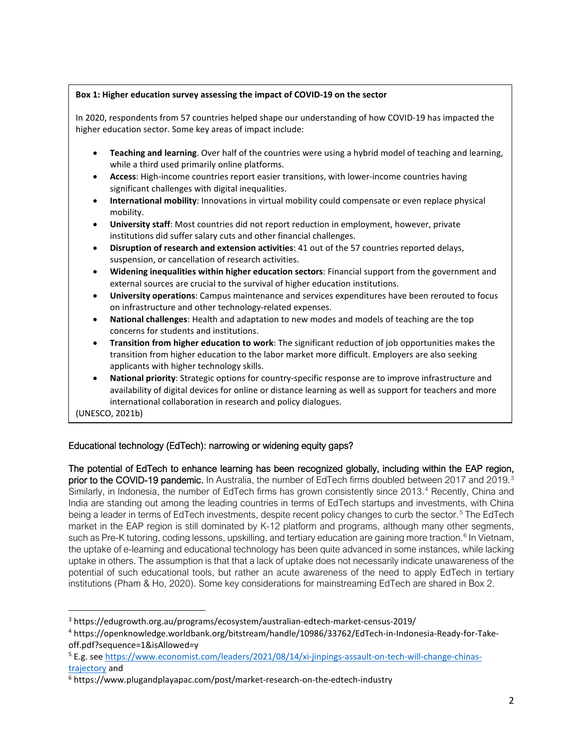**Box 1: Higher education survey assessing the impact of COVID-19 on the sector**

In 2020, respondents from 57 countries helped shape our understanding of how COVID-19 has impacted the higher education sector. Some key areas of impact include:

- **Teaching and learning**. Over half of the countries were using a hybrid model of teaching and learning, while a third used primarily online platforms.
- **Access**: High-income countries report easier transitions, with lower-income countries having significant challenges with digital inequalities.
- **International mobility**: Innovations in virtual mobility could compensate or even replace physical mobility.
- **University staff**: Most countries did not report reduction in employment, however, private institutions did suffer salary cuts and other financial challenges.
- **Disruption of research and extension activities**: 41 out of the 57 countries reported delays, suspension, or cancellation of research activities.
- **Widening inequalities within higher education sectors**: Financial support from the government and external sources are crucial to the survival of higher education institutions.
- **University operations**: Campus maintenance and services expenditures have been rerouted to focus on infrastructure and other technology-related expenses.
- **National challenges**: Health and adaptation to new modes and models of teaching are the top concerns for students and institutions.
- **Transition from higher education to work**: The significant reduction of job opportunities makes the transition from higher education to the labor market more difficult. Employers are also seeking applicants with higher technology skills.
- **National priority**: Strategic options for country-specific response are to improve infrastructure and availability of digital devices for online or distance learning as well as support for teachers and more international collaboration in research and policy dialogues.

(UNESCO, 2021b)

## Educational technology (EdTech): narrowing or widening equity gaps?

**The potential of EdTech to enhance learning has been recognized globally, including within the EAP region, prior to the COVID-19 pandemic.** In Australia, the number of EdTech firms doubled between 2017 and 2019.[3] Similarly, in Indonesia, the number of EdTech firms has grown consistently since 2013.[4] Recently, China and India are standing out among the leading countries in terms of EdTech startups and investments, with China being a leader in terms of EdTech investments, despite recent policy changes to curb the sector.[5] The EdTech market in the EAP region is still dominated by K-12 platform and programs, although many other segments, such as Pre-K tutoring, coding lessons, upskilling, and tertiary education are gaining more traction.[6] In Vietnam, the uptake of e-learning and educational technology has been quite advanced in some instances, while lacking uptake in others. The assumption is that that a lack of uptake does not necessarily indicate unawareness of the potential of such educational tools, but rather an acute awareness of the need to apply EdTech in tertiary institutions (Pham & Ho, 2020). Some key considerations for mainstreaming EdTech are shared in Box 2.

---

[3] https://edugrowth.org.au/programs/ecosystem/australian-edtech-market-census-2019/

[4] https://openknowledge.worldbank.org/bitstream/handle/10986/33762/EdTech-in-Indonesia-Ready-for-Take-off.pdf?sequence=1&isAllowed=y

[5] E.g. see https://www.economist.com/leaders/2021/08/14/xi-jinpings-assault-on-tech-will-change-chinas-trajectory and

[6] https://www.plugandplayapac.com/post/market-research-on-the-edtech-industry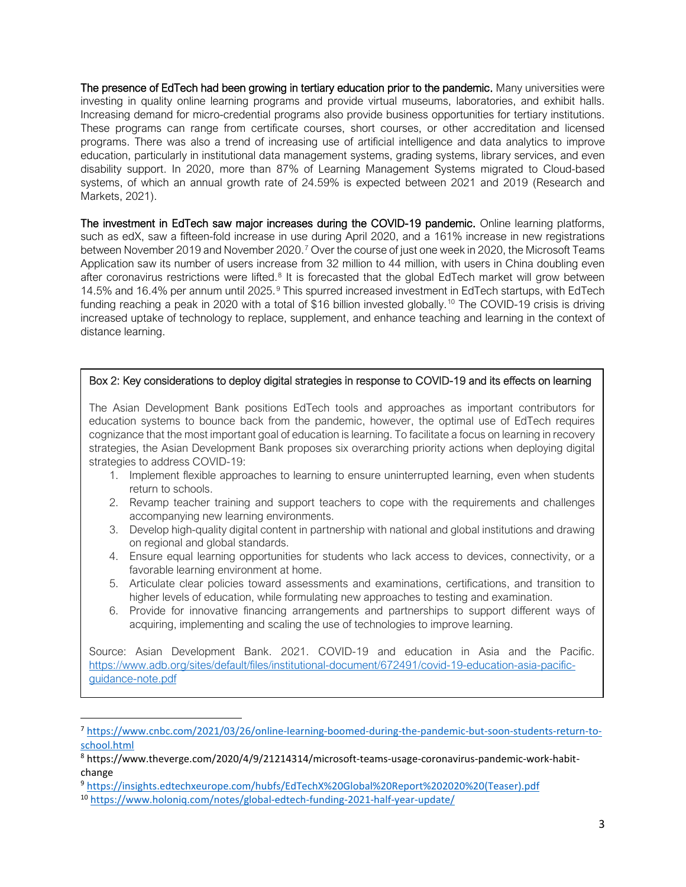**The presence of EdTech had been growing in tertiary education prior to the pandemic.** Many universities were investing in quality online learning programs and provide virtual museums, laboratories, and exhibit halls. Increasing demand for micro-credential programs also provide business opportunities for tertiary institutions. These programs can range from certificate courses, short courses, or other accreditation and licensed programs. There was also a trend of increasing use of artificial intelligence and data analytics to improve education, particularly in institutional data management systems, grading systems, library services, and even disability support. In 2020, more than 87% of Learning Management Systems migrated to Cloud-based systems, of which an annual growth rate of 24.59% is expected between 2021 and 2019 (Research and Markets, 2021).

**The investment in EdTech saw major increases during the COVID-19 pandemic.** Online learning platforms, such as edX, saw a fifteen-fold increase in use during April 2020, and a 161% increase in new registrations between November 2019 and November 2020.[7] Over the course of just one week in 2020, the Microsoft Teams Application saw its number of users increase from 32 million to 44 million, with users in China doubling even after coronavirus restrictions were lifted.[8] It is forecasted that the global EdTech market will grow between 14.5% and 16.4% per annum until 2025.[9] This spurred increased investment in EdTech startups, with EdTech funding reaching a peak in 2020 with a total of $16 billion invested globally.[10] The COVID-19 crisis is driving increased uptake of technology to replace, supplement, and enhance teaching and learning in the context of distance learning.

> **Box 2: Key considerations to deploy digital strategies in response to COVID-19 and its effects on learning**
>
> The Asian Development Bank positions EdTech tools and approaches as important contributors for education systems to bounce back from the pandemic, however, the optimal use of EdTech requires cognizance that the most important goal of education is learning. To facilitate a focus on learning in recovery strategies, the Asian Development Bank proposes six overarching priority actions when deploying digital strategies to address COVID-19:
>
> 1. Implement flexible approaches to learning to ensure uninterrupted learning, even when students return to schools.
> 2. Revamp teacher training and support teachers to cope with the requirements and challenges accompanying new learning environments.
> 3. Develop high-quality digital content in partnership with national and global institutions and drawing on regional and global standards.
> 4. Ensure equal learning opportunities for students who lack access to devices, connectivity, or a favorable learning environment at home.
> 5. Articulate clear policies toward assessments and examinations, certifications, and transition to higher levels of education, while formulating new approaches to testing and examination.
> 6. Provide for innovative financing arrangements and partnerships to support different ways of acquiring, implementing and scaling the use of technologies to improve learning.
>
> Source: Asian Development Bank. 2021. COVID-19 and education in Asia and the Pacific. https://www.adb.org/sites/default/files/institutional-document/672491/covid-19-education-asia-pacific-guidance-note.pdf

---

[7] https://www.cnbc.com/2021/03/26/online-learning-boomed-during-the-pandemic-but-soon-students-return-to-school.html

[8] https://www.theverge.com/2020/4/9/21214314/microsoft-teams-usage-coronavirus-pandemic-work-habit-change

[9] https://insights.edtechxeurope.com/hubfs/EdTechX%20Global%20Report%202020%20(Teaser).pdf

[10] https://www.holoniq.com/notes/global-edtech-funding-2021-half-year-update/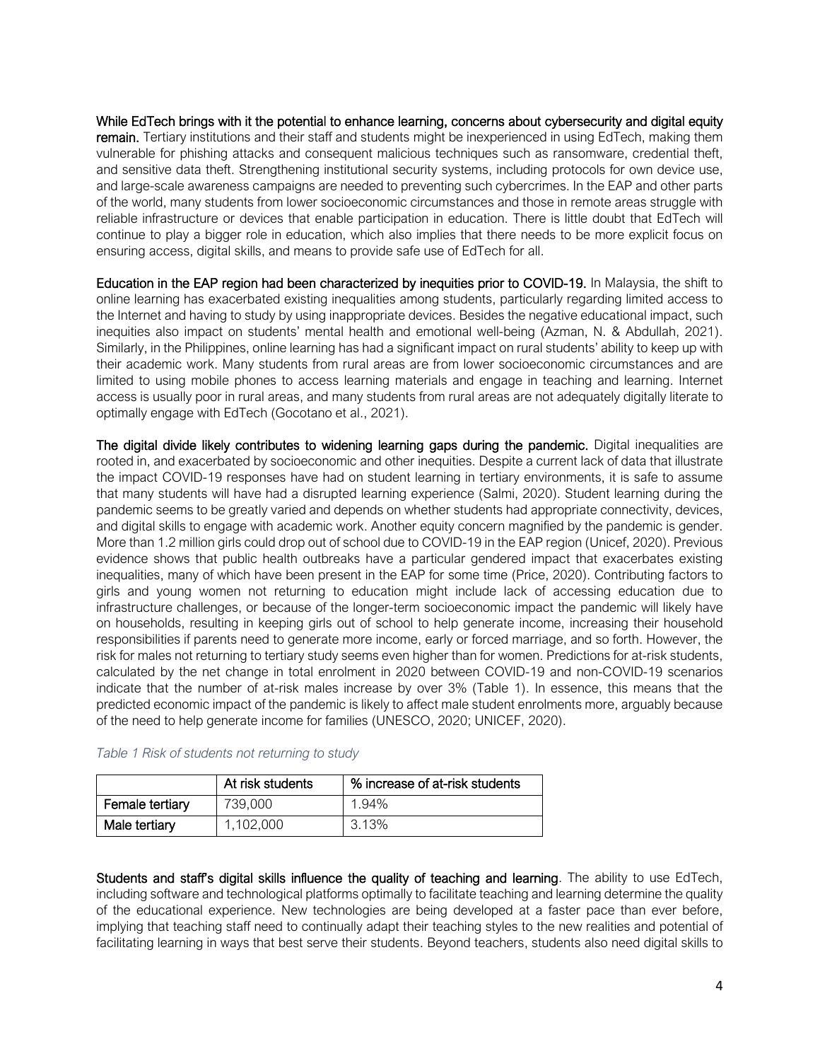**While EdTech brings with it the potential to enhance learning, concerns about cybersecurity and digital equity remain.** Tertiary institutions and their staff and students might be inexperienced in using EdTech, making them vulnerable for phishing attacks and consequent malicious techniques such as ransomware, credential theft, and sensitive data theft. Strengthening institutional security systems, including protocols for own device use, and large-scale awareness campaigns are needed to preventing such cybercrimes. In the EAP and other parts of the world, many students from lower socioeconomic circumstances and those in remote areas struggle with reliable infrastructure or devices that enable participation in education. There is little doubt that EdTech will continue to play a bigger role in education, which also implies that there needs to be more explicit focus on ensuring access, digital skills, and means to provide safe use of EdTech for all.

**Education in the EAP region had been characterized by inequities prior to COVID-19.** In Malaysia, the shift to online learning has exacerbated existing inequalities among students, particularly regarding limited access to the Internet and having to study by using inappropriate devices. Besides the negative educational impact, such inequities also impact on students' mental health and emotional well-being (Azman, N. & Abdullah, 2021). Similarly, in the Philippines, online learning has had a significant impact on rural students' ability to keep up with their academic work. Many students from rural areas are from lower socioeconomic circumstances and are limited to using mobile phones to access learning materials and engage in teaching and learning. Internet access is usually poor in rural areas, and many students from rural areas are not adequately digitally literate to optimally engage with EdTech (Gocotano et al., 2021).

**The digital divide likely contributes to widening learning gaps during the pandemic.** Digital inequalities are rooted in, and exacerbated by socioeconomic and other inequities. Despite a current lack of data that illustrate the impact COVID-19 responses have had on student learning in tertiary environments, it is safe to assume that many students will have had a disrupted learning experience (Salmi, 2020). Student learning during the pandemic seems to be greatly varied and depends on whether students had appropriate connectivity, devices, and digital skills to engage with academic work. Another equity concern magnified by the pandemic is gender. More than 1.2 million girls could drop out of school due to COVID-19 in the EAP region (Unicef, 2020). Previous evidence shows that public health outbreaks have a particular gendered impact that exacerbates existing inequalities, many of which have been present in the EAP for some time (Price, 2020). Contributing factors to girls and young women not returning to education might include lack of accessing education due to infrastructure challenges, or because of the longer-term socioeconomic impact the pandemic will likely have on households, resulting in keeping girls out of school to help generate income, increasing their household responsibilities if parents need to generate more income, early or forced marriage, and so forth. However, the risk for males not returning to tertiary study seems even higher than for women. Predictions for at-risk students, calculated by the net change in total enrolment in 2020 between COVID-19 and non-COVID-19 scenarios indicate that the number of at-risk males increase by over 3% (Table 1). In essence, this means that the predicted economic impact of the pandemic is likely to affect male student enrolments more, arguably because of the need to help generate income for families (UNESCO, 2020; UNICEF, 2020).

*Table 1 Risk of students not returning to study*

| | At risk students | % increase of at-risk students |
|---|---|---|
| Female tertiary | 739,000 | 1.94% |
| Male tertiary | 1,102,000 | 3.13% |

**Students and staff's digital skills influence the quality of teaching and learning**. The ability to use EdTech, including software and technological platforms optimally to facilitate teaching and learning determine the quality of the educational experience. New technologies are being developed at a faster pace than ever before, implying that teaching staff need to continually adapt their teaching styles to the new realities and potential of facilitating learning in ways that best serve their students. Beyond teachers, students also need digital skills to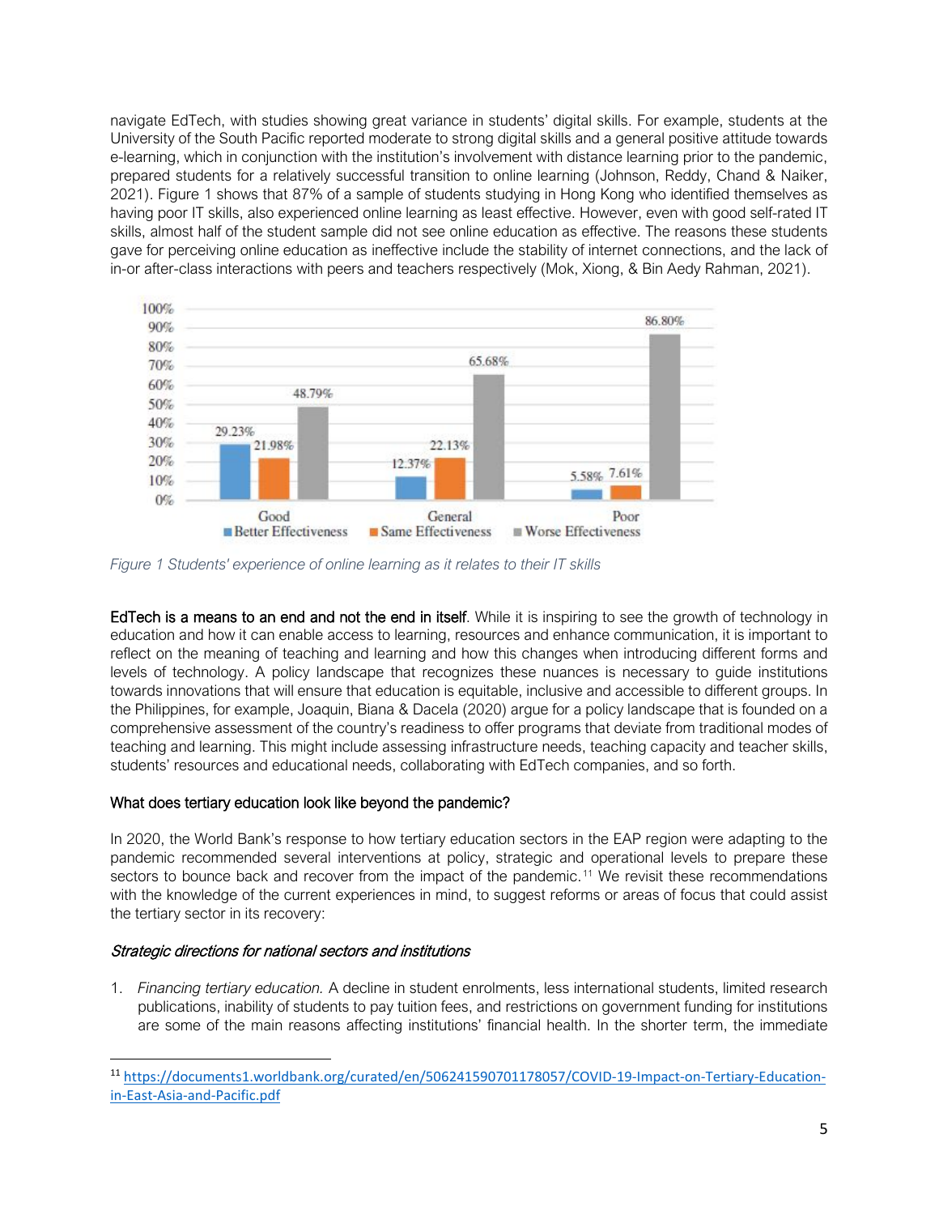navigate EdTech, with studies showing great variance in students' digital skills. For example, students at the University of the South Pacific reported moderate to strong digital skills and a general positive attitude towards e-learning, which in conjunction with the institution's involvement with distance learning prior to the pandemic, prepared students for a relatively successful transition to online learning (Johnson, Reddy, Chand & Naiker, 2021). Figure 1 shows that 87% of a sample of students studying in Hong Kong who identified themselves as having poor IT skills, also experienced online learning as least effective. However, even with good self-rated IT skills, almost half of the student sample did not see online education as effective. The reasons these students gave for perceiving online education as ineffective include the stability of internet connections, and the lack of in-or after-class interactions with peers and teachers respectively (Mok, Xiong, & Bin Aedy Rahman, 2021).

*Figure 1 Students' experience of online learning as it relates to their IT skills*

**EdTech is a means to an end and not the end in itself**. While it is inspiring to see the growth of technology in education and how it can enable access to learning, resources and enhance communication, it is important to reflect on the meaning of teaching and learning and how this changes when introducing different forms and levels of technology. A policy landscape that recognizes these nuances is necessary to guide institutions towards innovations that will ensure that education is equitable, inclusive and accessible to different groups. In the Philippines, for example, Joaquin, Biana & Dacela (2020) argue for a policy landscape that is founded on a comprehensive assessment of the country's readiness to offer programs that deviate from traditional modes of teaching and learning. This might include assessing infrastructure needs, teaching capacity and teacher skills, students' resources and educational needs, collaborating with EdTech companies, and so forth.

### What does tertiary education look like beyond the pandemic?

In 2020, the World Bank's response to how tertiary education sectors in the EAP region were adapting to the pandemic recommended several interventions at policy, strategic and operational levels to prepare these sectors to bounce back and recover from the impact of the pandemic.[11] We revisit these recommendations with the knowledge of the current experiences in mind, to suggest reforms or areas of focus that could assist the tertiary sector in its recovery:

#### *Strategic directions for national sectors and institutions*

1. *Financing tertiary education.* A decline in student enrolments, less international students, limited research publications, inability of students to pay tuition fees, and restrictions on government funding for institutions are some of the main reasons affecting institutions' financial health. In the shorter term, the immediate

[11] https://documents1.worldbank.org/curated/en/506241590701178057/COVID-19-Impact-on-Tertiary-Education-in-East-Asia-and-Pacific.pdf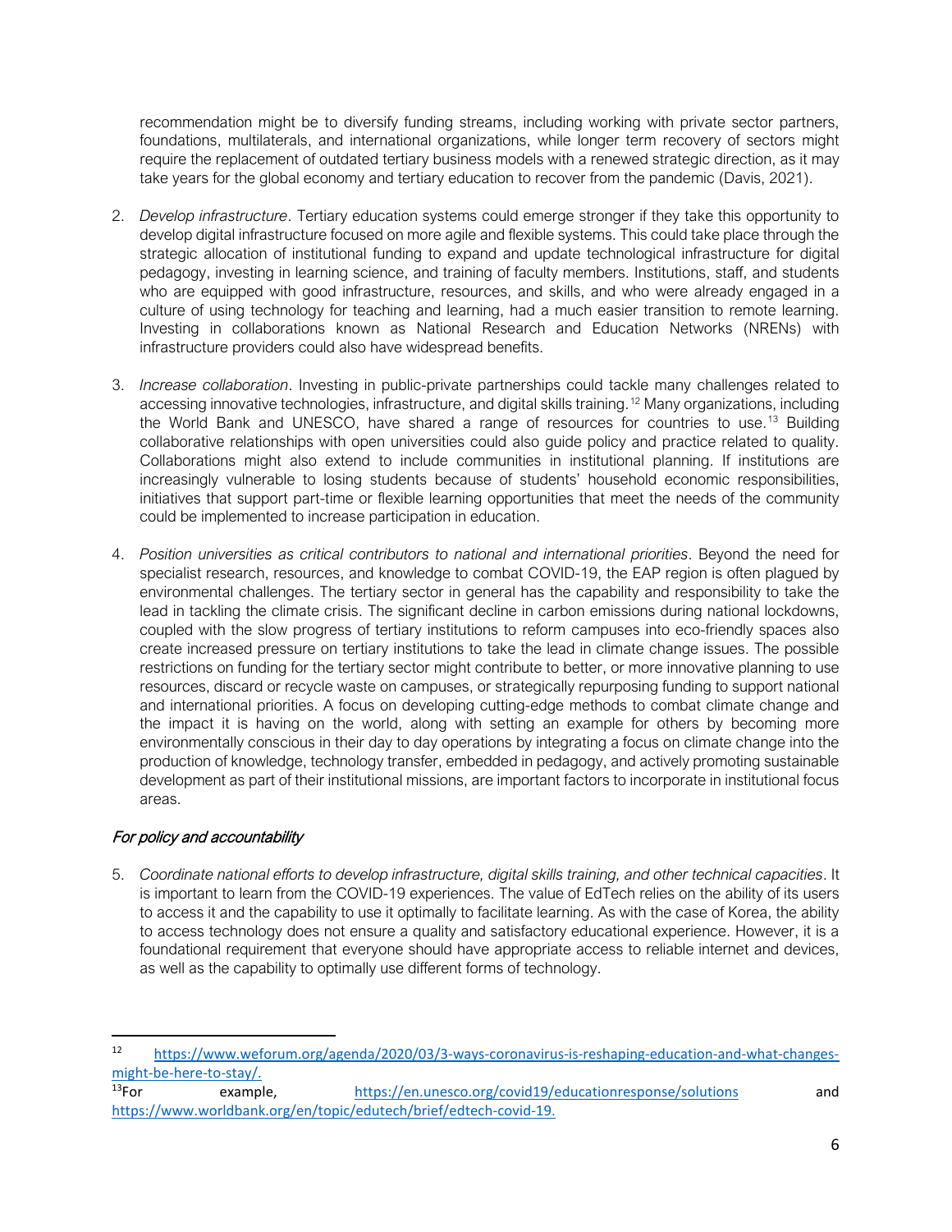recommendation might be to diversify funding streams, including working with private sector partners, foundations, multilaterals, and international organizations, while longer term recovery of sectors might require the replacement of outdated tertiary business models with a renewed strategic direction, as it may take years for the global economy and tertiary education to recover from the pandemic (Davis, 2021).

2. *Develop infrastructure*. Tertiary education systems could emerge stronger if they take this opportunity to develop digital infrastructure focused on more agile and flexible systems. This could take place through the strategic allocation of institutional funding to expand and update technological infrastructure for digital pedagogy, investing in learning science, and training of faculty members. Institutions, staff, and students who are equipped with good infrastructure, resources, and skills, and who were already engaged in a culture of using technology for teaching and learning, had a much easier transition to remote learning. Investing in collaborations known as National Research and Education Networks (NRENs) with infrastructure providers could also have widespread benefits.

3. *Increase collaboration*. Investing in public-private partnerships could tackle many challenges related to accessing innovative technologies, infrastructure, and digital skills training.[12] Many organizations, including the World Bank and UNESCO, have shared a range of resources for countries to use.[13] Building collaborative relationships with open universities could also guide policy and practice related to quality. Collaborations might also extend to include communities in institutional planning. If institutions are increasingly vulnerable to losing students because of students' household economic responsibilities, initiatives that support part-time or flexible learning opportunities that meet the needs of the community could be implemented to increase participation in education.

4. *Position universities as critical contributors to national and international priorities*. Beyond the need for specialist research, resources, and knowledge to combat COVID-19, the EAP region is often plagued by environmental challenges. The tertiary sector in general has the capability and responsibility to take the lead in tackling the climate crisis. The significant decline in carbon emissions during national lockdowns, coupled with the slow progress of tertiary institutions to reform campuses into eco-friendly spaces also create increased pressure on tertiary institutions to take the lead in climate change issues. The possible restrictions on funding for the tertiary sector might contribute to better, or more innovative planning to use resources, discard or recycle waste on campuses, or strategically repurposing funding to support national and international priorities. A focus on developing cutting-edge methods to combat climate change and the impact it is having on the world, along with setting an example for others by becoming more environmentally conscious in their day to day operations by integrating a focus on climate change into the production of knowledge, technology transfer, embedded in pedagogy, and actively promoting sustainable development as part of their institutional missions, are important factors to incorporate in institutional focus areas.

### *For policy and accountability*

5. *Coordinate national efforts to develop infrastructure, digital skills training, and other technical capacities*. It is important to learn from the COVID-19 experiences. The value of EdTech relies on the ability of its users to access it and the capability to use it optimally to facilitate learning. As with the case of Korea, the ability to access technology does not ensure a quality and satisfactory educational experience. However, it is a foundational requirement that everyone should have appropriate access to reliable internet and devices, as well as the capability to optimally use different forms of technology.

---

[12] https://www.weforum.org/agenda/2020/03/3-ways-coronavirus-is-reshaping-education-and-what-changes-might-be-here-to-stay/.

[13] For example, https://en.unesco.org/covid19/educationresponse/solutions and https://www.worldbank.org/en/topic/edutech/brief/edtech-covid-19.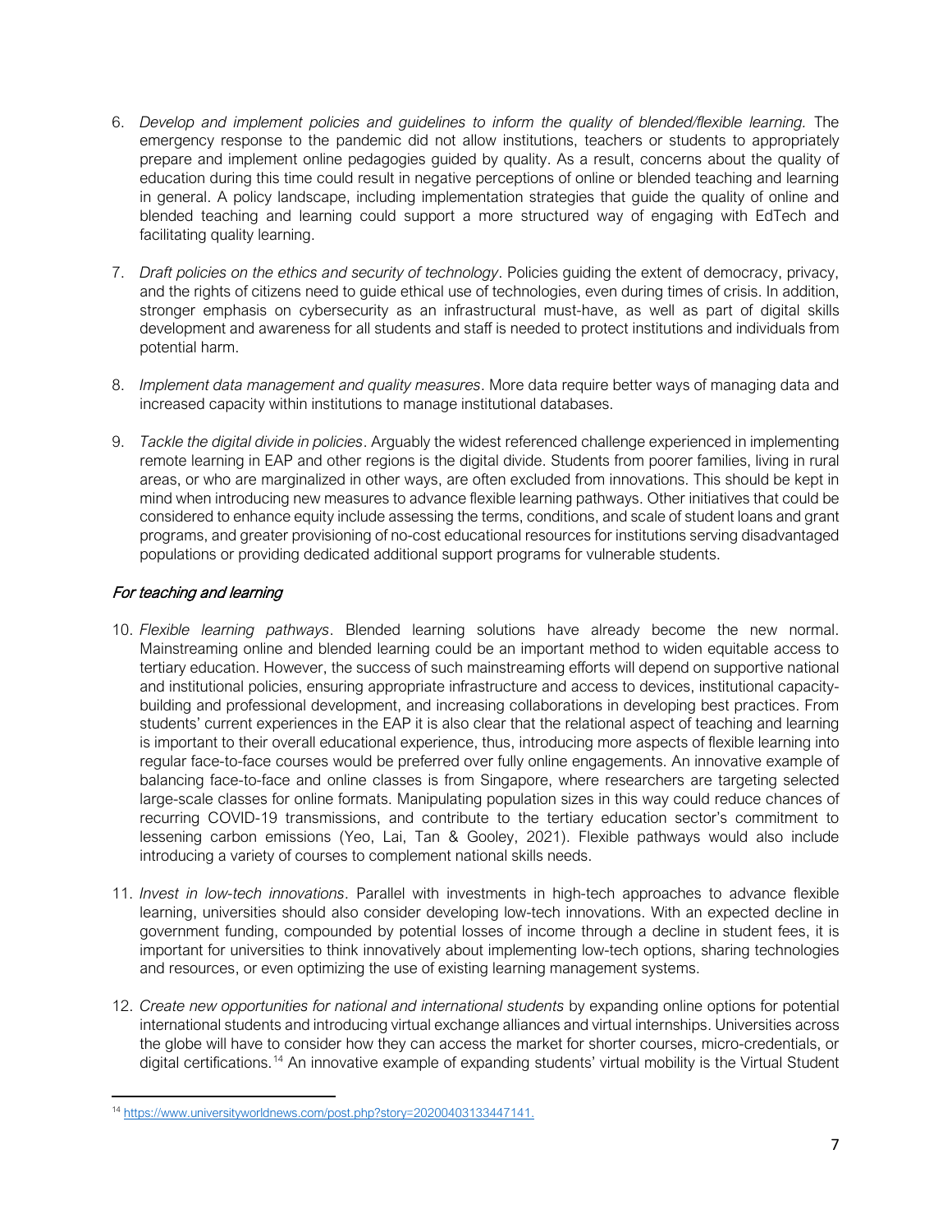6. *Develop and implement policies and guidelines to inform the quality of blended/flexible learning.* The emergency response to the pandemic did not allow institutions, teachers or students to appropriately prepare and implement online pedagogies guided by quality. As a result, concerns about the quality of education during this time could result in negative perceptions of online or blended teaching and learning in general. A policy landscape, including implementation strategies that guide the quality of online and blended teaching and learning could support a more structured way of engaging with EdTech and facilitating quality learning.

7. *Draft policies on the ethics and security of technology*. Policies guiding the extent of democracy, privacy, and the rights of citizens need to guide ethical use of technologies, even during times of crisis. In addition, stronger emphasis on cybersecurity as an infrastructural must-have, as well as part of digital skills development and awareness for all students and staff is needed to protect institutions and individuals from potential harm.

8. *Implement data management and quality measures*. More data require better ways of managing data and increased capacity within institutions to manage institutional databases.

9. *Tackle the digital divide in policies*. Arguably the widest referenced challenge experienced in implementing remote learning in EAP and other regions is the digital divide. Students from poorer families, living in rural areas, or who are marginalized in other ways, are often excluded from innovations. This should be kept in mind when introducing new measures to advance flexible learning pathways. Other initiatives that could be considered to enhance equity include assessing the terms, conditions, and scale of student loans and grant programs, and greater provisioning of no-cost educational resources for institutions serving disadvantaged populations or providing dedicated additional support programs for vulnerable students.

### *For teaching and learning*

10. *Flexible learning pathways*. Blended learning solutions have already become the new normal. Mainstreaming online and blended learning could be an important method to widen equitable access to tertiary education. However, the success of such mainstreaming efforts will depend on supportive national and institutional policies, ensuring appropriate infrastructure and access to devices, institutional capacity-building and professional development, and increasing collaborations in developing best practices. From students' current experiences in the EAP it is also clear that the relational aspect of teaching and learning is important to their overall educational experience, thus, introducing more aspects of flexible learning into regular face-to-face courses would be preferred over fully online engagements. An innovative example of balancing face-to-face and online classes is from Singapore, where researchers are targeting selected large-scale classes for online formats. Manipulating population sizes in this way could reduce chances of recurring COVID-19 transmissions, and contribute to the tertiary education sector's commitment to lessening carbon emissions (Yeo, Lai, Tan & Gooley, 2021). Flexible pathways would also include introducing a variety of courses to complement national skills needs.

11. *Invest in low-tech innovations*. Parallel with investments in high-tech approaches to advance flexible learning, universities should also consider developing low-tech innovations. With an expected decline in government funding, compounded by potential losses of income through a decline in student fees, it is important for universities to think innovatively about implementing low-tech options, sharing technologies and resources, or even optimizing the use of existing learning management systems.

12. *Create new opportunities for national and international students* by expanding online options for potential international students and introducing virtual exchange alliances and virtual internships. Universities across the globe will have to consider how they can access the market for shorter courses, micro-credentials, or digital certifications.[14] An innovative example of expanding students' virtual mobility is the Virtual Student

[14] https://www.universityworldnews.com/post.php?story=20200403133447141.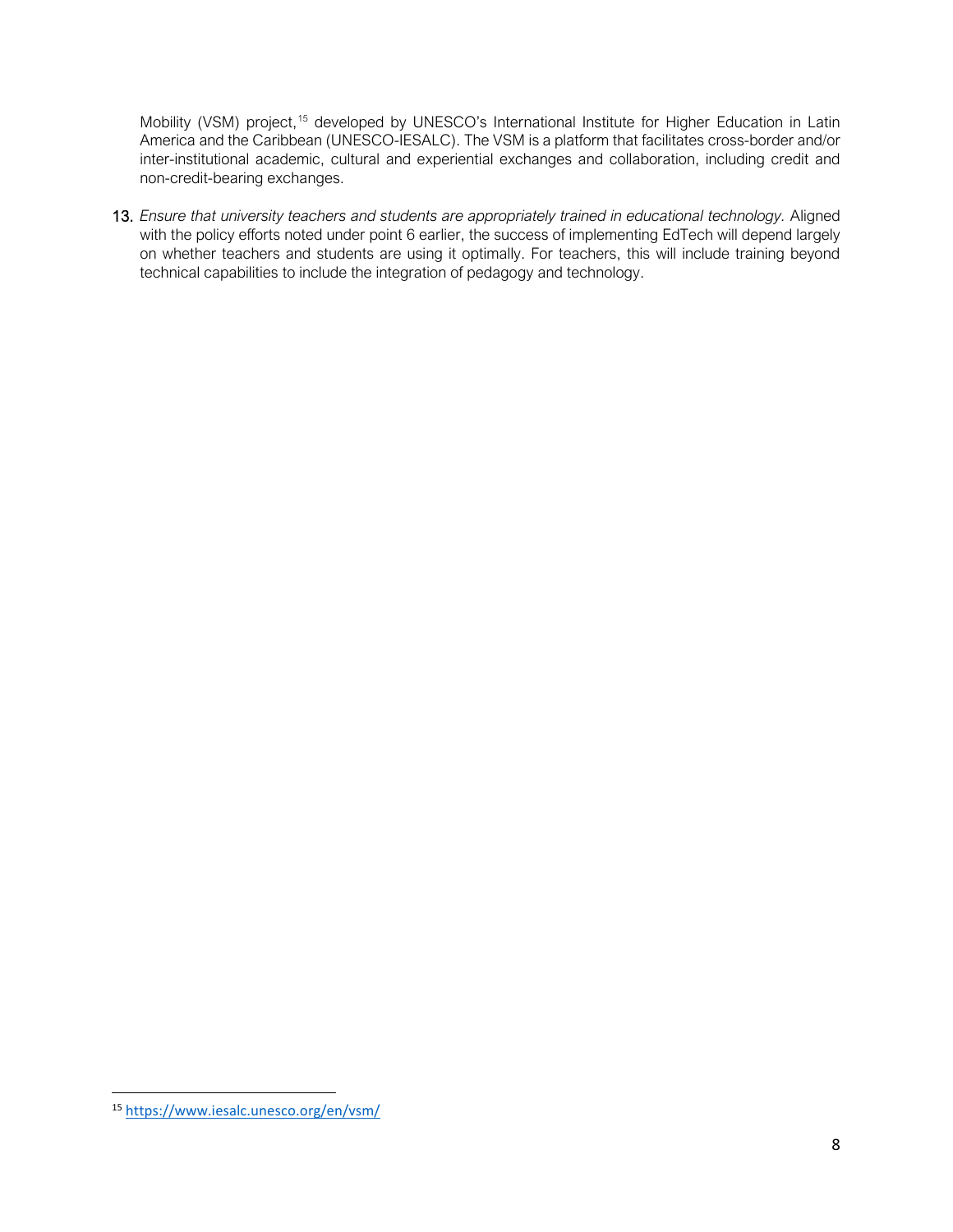Mobility (VSM) project,[15] developed by UNESCO's International Institute for Higher Education in Latin America and the Caribbean (UNESCO-IESALC). The VSM is a platform that facilitates cross-border and/or inter-institutional academic, cultural and experiential exchanges and collaboration, including credit and non-credit-bearing exchanges.

13. *Ensure that university teachers and students are appropriately trained in educational technology.* Aligned with the policy efforts noted under point 6 earlier, the success of implementing EdTech will depend largely on whether teachers and students are using it optimally. For teachers, this will include training beyond technical capabilities to include the integration of pedagogy and technology.

[15] https://www.iesalc.unesco.org/en/vsm/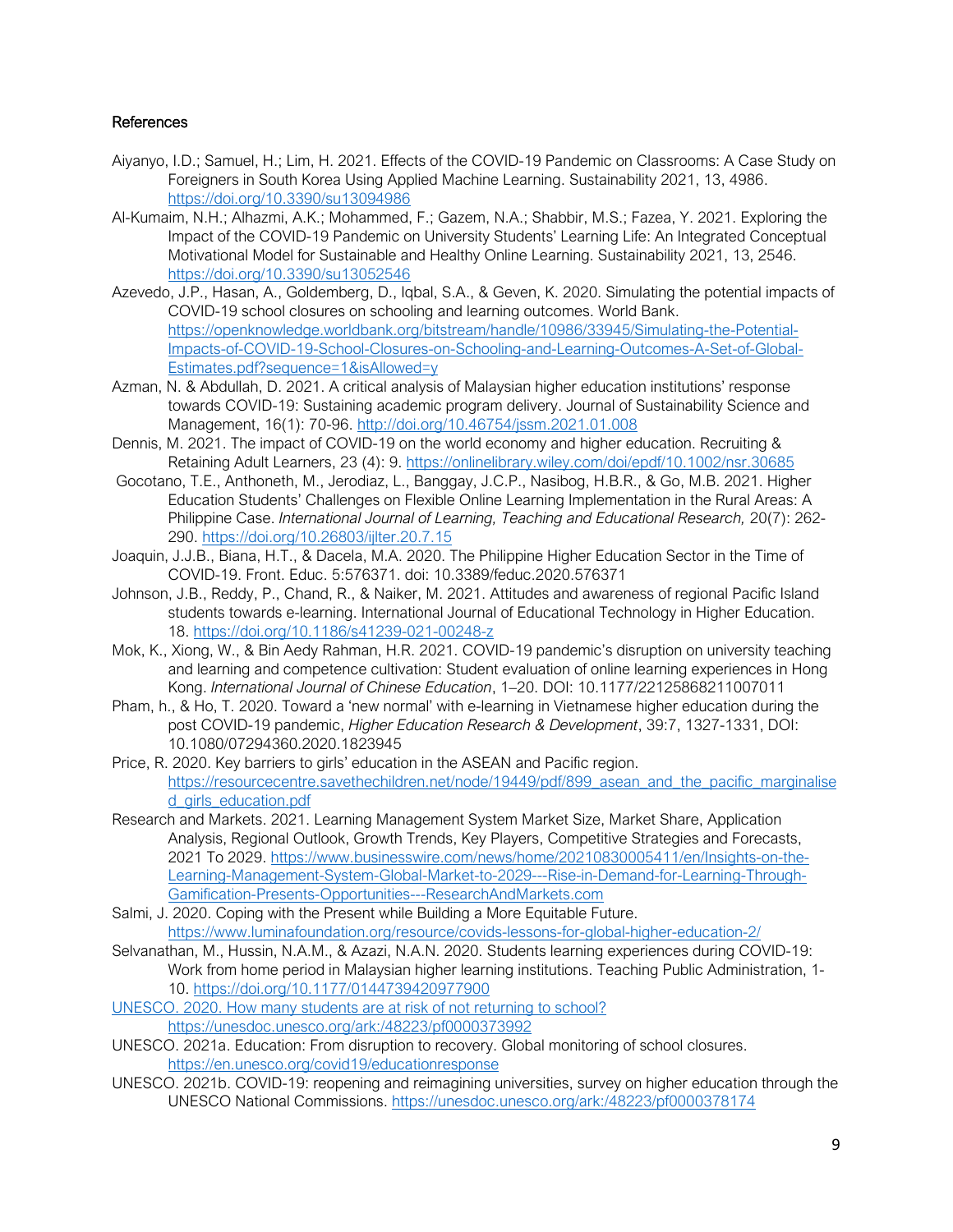## References

Aiyanyo, I.D.; Samuel, H.; Lim, H. 2021. Effects of the COVID-19 Pandemic on Classrooms: A Case Study on Foreigners in South Korea Using Applied Machine Learning. Sustainability 2021, 13, 4986. https://doi.org/10.3390/su13094986

Al-Kumaim, N.H.; Alhazmi, A.K.; Mohammed, F.; Gazem, N.A.; Shabbir, M.S.; Fazea, Y. 2021. Exploring the Impact of the COVID-19 Pandemic on University Students' Learning Life: An Integrated Conceptual Motivational Model for Sustainable and Healthy Online Learning. Sustainability 2021, 13, 2546. https://doi.org/10.3390/su13052546

Azevedo, J.P., Hasan, A., Goldemberg, D., Iqbal, S.A., & Geven, K. 2020. Simulating the potential impacts of COVID-19 school closures on schooling and learning outcomes. World Bank. https://openknowledge.worldbank.org/bitstream/handle/10986/33945/Simulating-the-Potential-Impacts-of-COVID-19-School-Closures-on-Schooling-and-Learning-Outcomes-A-Set-of-Global-Estimates.pdf?sequence=1&isAllowed=y

Azman, N. & Abdullah, D. 2021. A critical analysis of Malaysian higher education institutions' response towards COVID-19: Sustaining academic program delivery. Journal of Sustainability Science and Management, 16(1): 70-96. http://doi.org/10.46754/jssm.2021.01.008

Dennis, M. 2021. The impact of COVID-19 on the world economy and higher education. Recruiting & Retaining Adult Learners, 23 (4): 9. https://onlinelibrary.wiley.com/doi/epdf/10.1002/nsr.30685

Gocotano, T.E., Anthoneth, M., Jerodiaz, L., Banggay, J.C.P., Nasibog, H.B.R., & Go, M.B. 2021. Higher Education Students' Challenges on Flexible Online Learning Implementation in the Rural Areas: A Philippine Case. *International Journal of Learning, Teaching and Educational Research,* 20(7): 262-290. https://doi.org/10.26803/ijlter.20.7.15

Joaquin, J.J.B., Biana, H.T., & Dacela, M.A. 2020. The Philippine Higher Education Sector in the Time of COVID-19. Front. Educ. 5:576371. doi: 10.3389/feduc.2020.576371

Johnson, J.B., Reddy, P., Chand, R., & Naiker, M. 2021. Attitudes and awareness of regional Pacific Island students towards e-learning. International Journal of Educational Technology in Higher Education. 18. https://doi.org/10.1186/s41239-021-00248-z

Mok, K., Xiong, W., & Bin Aedy Rahman, H.R. 2021. COVID-19 pandemic's disruption on university teaching and learning and competence cultivation: Student evaluation of online learning experiences in Hong Kong. *International Journal of Chinese Education*, 1–20. DOI: 10.1177/22125868211007011

Pham, h., & Ho, T. 2020. Toward a 'new normal' with e-learning in Vietnamese higher education during the post COVID-19 pandemic, *Higher Education Research & Development*, 39:7, 1327-1331, DOI: 10.1080/07294360.2020.1823945

Price, R. 2020. Key barriers to girls' education in the ASEAN and Pacific region. https://resourcecentre.savethechildren.net/node/19449/pdf/899_asean_and_the_pacific_marginalised_girls_education.pdf

Research and Markets. 2021. Learning Management System Market Size, Market Share, Application Analysis, Regional Outlook, Growth Trends, Key Players, Competitive Strategies and Forecasts, 2021 To 2029. https://www.businesswire.com/news/home/20210830005411/en/Insights-on-the-Learning-Management-System-Global-Market-to-2029---Rise-in-Demand-for-Learning-Through-Gamification-Presents-Opportunities---ResearchAndMarkets.com

Salmi, J. 2020. Coping with the Present while Building a More Equitable Future. https://www.luminafoundation.org/resource/covids-lessons-for-global-higher-education-2/

Selvanathan, M., Hussin, N.A.M., & Azazi, N.A.N. 2020. Students learning experiences during COVID-19: Work from home period in Malaysian higher learning institutions. Teaching Public Administration, 1-10. https://doi.org/10.1177/0144739420977900

UNESCO. 2020. How many students are at risk of not returning to school? https://unesdoc.unesco.org/ark:/48223/pf0000373992

UNESCO. 2021a. Education: From disruption to recovery. Global monitoring of school closures. https://en.unesco.org/covid19/educationresponse

UNESCO. 2021b. COVID-19: reopening and reimagining universities, survey on higher education through the UNESCO National Commissions. https://unesdoc.unesco.org/ark:/48223/pf0000378174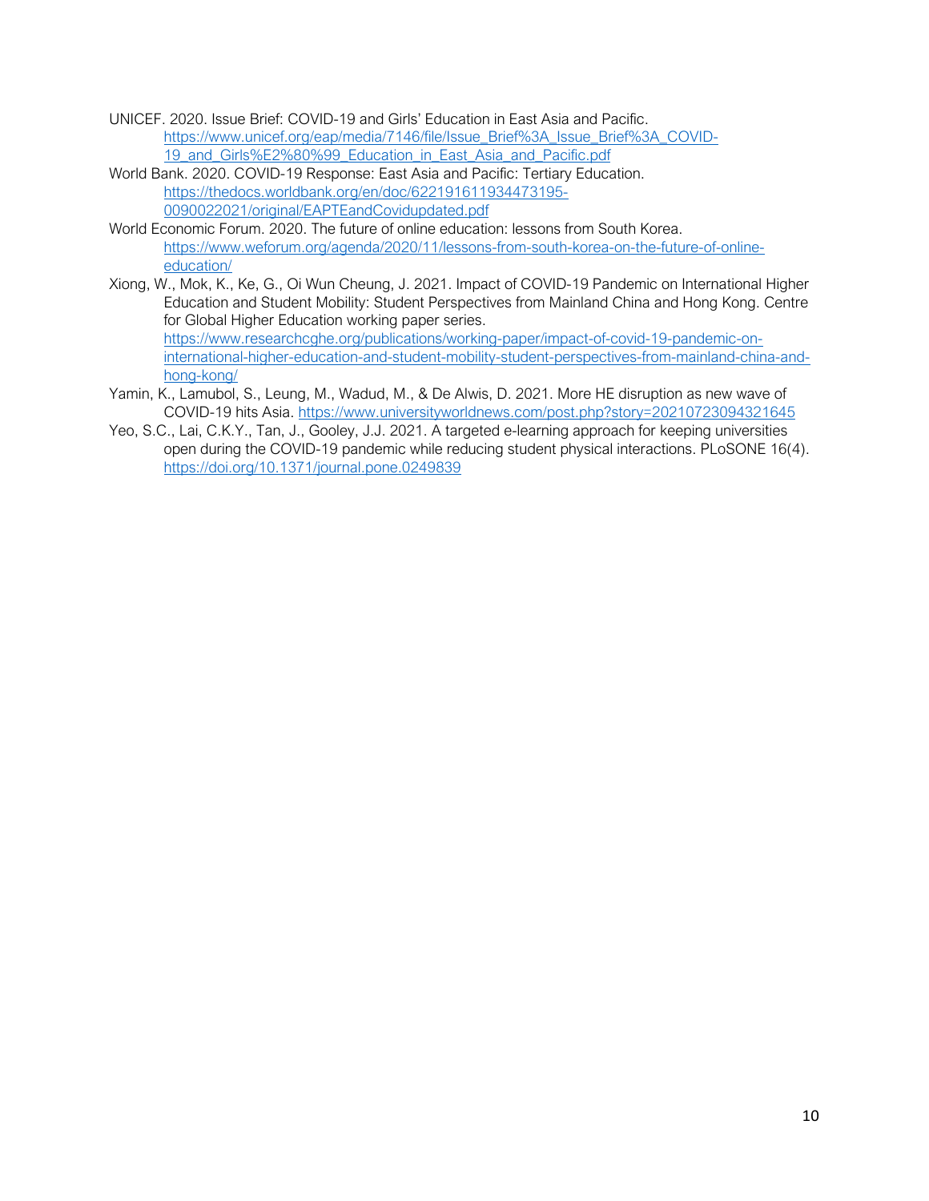UNICEF. 2020. Issue Brief: COVID-19 and Girls' Education in East Asia and Pacific. https://www.unicef.org/eap/media/7146/file/Issue_Brief%3A_Issue_Brief%3A_COVID-19_and_Girls%E2%80%99_Education_in_East_Asia_and_Pacific.pdf

World Bank. 2020. COVID-19 Response: East Asia and Pacific: Tertiary Education. https://thedocs.worldbank.org/en/doc/622191611934473195-0090022021/original/EAPTEandCovidupdated.pdf

World Economic Forum. 2020. The future of online education: lessons from South Korea. https://www.weforum.org/agenda/2020/11/lessons-from-south-korea-on-the-future-of-online-education/

Xiong, W., Mok, K., Ke, G., Oi Wun Cheung, J. 2021. Impact of COVID-19 Pandemic on International Higher Education and Student Mobility: Student Perspectives from Mainland China and Hong Kong. Centre for Global Higher Education working paper series. https://www.researchcghe.org/publications/working-paper/impact-of-covid-19-pandemic-on-international-higher-education-and-student-mobility-student-perspectives-from-mainland-china-and-hong-kong/

Yamin, K., Lamubol, S., Leung, M., Wadud, M., & De Alwis, D. 2021. More HE disruption as new wave of COVID-19 hits Asia. https://www.universityworldnews.com/post.php?story=20210723094321645

Yeo, S.C., Lai, C.K.Y., Tan, J., Gooley, J.J. 2021. A targeted e-learning approach for keeping universities open during the COVID-19 pandemic while reducing student physical interactions. PLoSONE 16(4). https://doi.org/10.1371/journal.pone.0249839